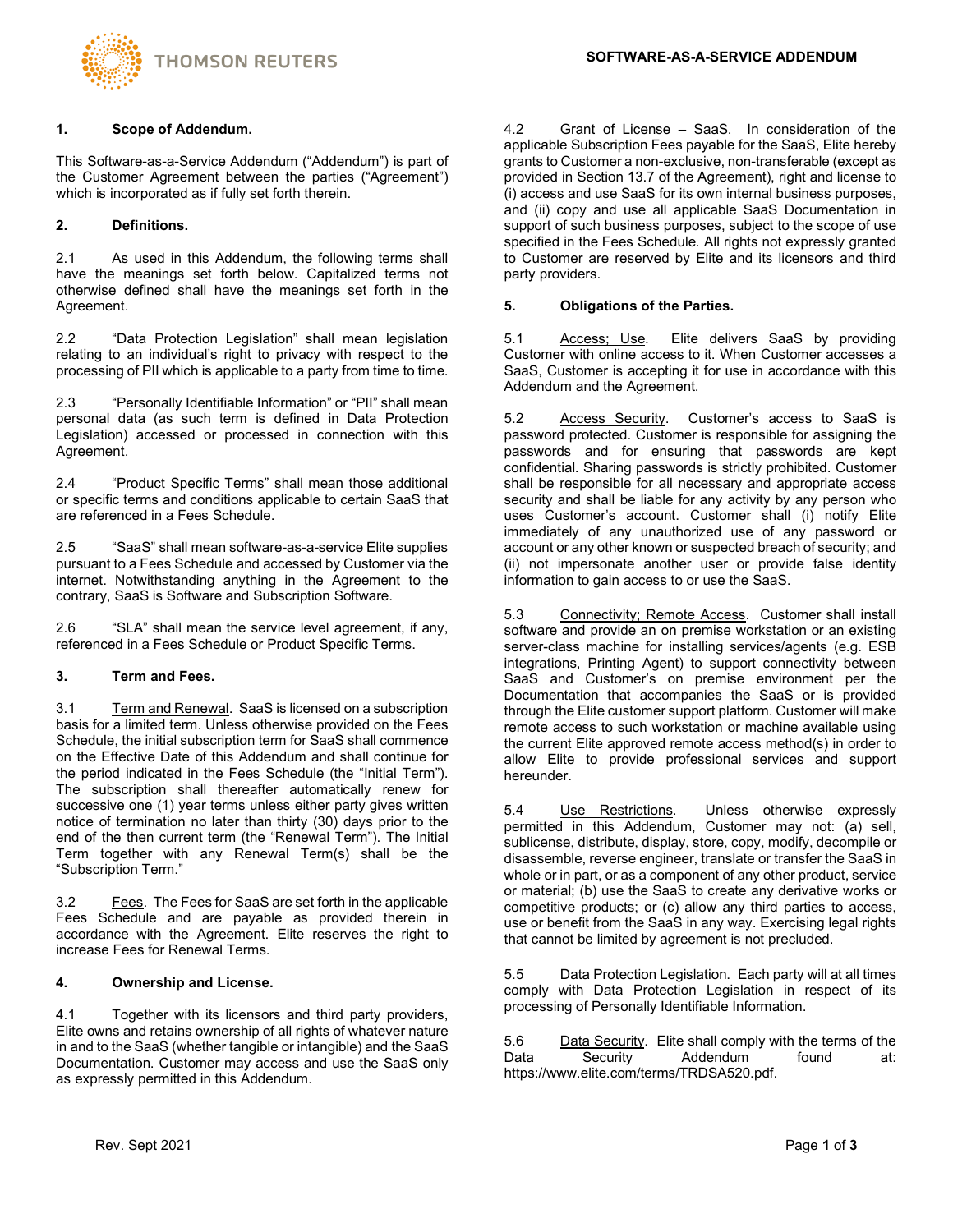# SOFTWARE-AS-A-SERVICE ADDENDUM

## 1. Scope of Addendum.

This Software-as-a-Service Addendum ("Addendum") is part of the Customer Agreement between the parties ("Agreement") which is incorporated as if fully set forth therein.

## 2. Definitions.

2.1 As used in this Addendum, the following terms shall have the meanings set forth below. Capitalized terms not otherwise defined shall have the meanings set forth in the Agreement.

2.2 "Data Protection Legislation" shall mean legislation relating to an individual's right to privacy with respect to the processing of PII which is applicable to a party from time to time.

2.3 "Personally Identifiable Information" or "PII" shall mean personal data (as such term is defined in Data Protection Legislation) accessed or processed in connection with this Agreement.

2.4 "Product Specific Terms" shall mean those additional or specific terms and conditions applicable to certain SaaS that are referenced in a Fees Schedule.

2.5 "SaaS" shall mean software-as-a-service Elite supplies pursuant to a Fees Schedule and accessed by Customer via the internet. Notwithstanding anything in the Agreement to the contrary, SaaS is Software and Subscription Software.

2.6 "SLA" shall mean the service level agreement, if any, referenced in a Fees Schedule or Product Specific Terms.

## 3. Term and Fees.

3.1 Term and Renewal. SaaS is licensed on a subscription basis for a limited term. Unless otherwise provided on the Fees Schedule, the initial subscription term for SaaS shall commence on the Effective Date of this Addendum and shall continue for the period indicated in the Fees Schedule (the "Initial Term"). The subscription shall thereafter automatically renew for successive one (1) year terms unless either party gives written notice of termination no later than thirty (30) days prior to the end of the then current term (the "Renewal Term"). The Initial Term together with any Renewal Term(s) shall be the "Subscription Term."

3.2 Fees. The Fees for SaaS are set forth in the applicable Fees Schedule and are payable as provided therein in accordance with the Agreement. Elite reserves the right to increase Fees for Renewal Terms.

## 4. Ownership and License.

4.1 Together with its licensors and third party providers, Elite owns and retains ownership of all rights of whatever nature in and to the SaaS (whether tangible or intangible) and the SaaS Documentation. Customer may access and use the SaaS only as expressly permitted in this Addendum.

4.2 Grant of License – SaaS. In consideration of the applicable Subscription Fees payable for the SaaS, Elite hereby grants to Customer a non-exclusive, non-transferable (except as provided in Section 13.7 of the Agreement), right and license to (i) access and use SaaS for its own internal business purposes, and (ii) copy and use all applicable SaaS Documentation in support of such business purposes, subject to the scope of use specified in the Fees Schedule. All rights not expressly granted to Customer are reserved by Elite and its licensors and third party providers.

## 5. Obligations of the Parties.

5.1 Access; Use. Elite delivers SaaS by providing Customer with online access to it. When Customer accesses a SaaS, Customer is accepting it for use in accordance with this Addendum and the Agreement.

5.2 Access Security. Customer's access to SaaS is password protected. Customer is responsible for assigning the passwords and for ensuring that passwords are kept confidential. Sharing passwords is strictly prohibited. Customer shall be responsible for all necessary and appropriate access security and shall be liable for any activity by any person who uses Customer's account. Customer shall (i) notify Elite immediately of any unauthorized use of any password or account or any other known or suspected breach of security; and (ii) not impersonate another user or provide false identity information to gain access to or use the SaaS.

5.3 Connectivity; Remote Access. Customer shall install software and provide an on premise workstation or an existing server-class machine for installing services/agents (e.g. ESB integrations, Printing Agent) to support connectivity between SaaS and Customer's on premise environment per the Documentation that accompanies the SaaS or is provided through the Elite customer support platform. Customer will make remote access to such workstation or machine available using the current Elite approved remote access method(s) in order to allow Elite to provide professional services and support hereunder.

5.4 Use Restrictions. Unless otherwise expressly permitted in this Addendum, Customer may not: (a) sell, sublicense, distribute, display, store, copy, modify, decompile or disassemble, reverse engineer, translate or transfer the SaaS in whole or in part, or as a component of any other product, service or material; (b) use the SaaS to create any derivative works or competitive products; or (c) allow any third parties to access, use or benefit from the SaaS in any way. Exercising legal rights that cannot be limited by agreement is not precluded.

5.5 Data Protection Legislation. Each party will at all times comply with Data Protection Legislation in respect of its processing of Personally Identifiable Information.

5.6 Data Security. Elite shall comply with the terms of the Data Security Addendum found at: https://www.elite.com/terms/TRDSA520.pdf.

Rev. Sept 2021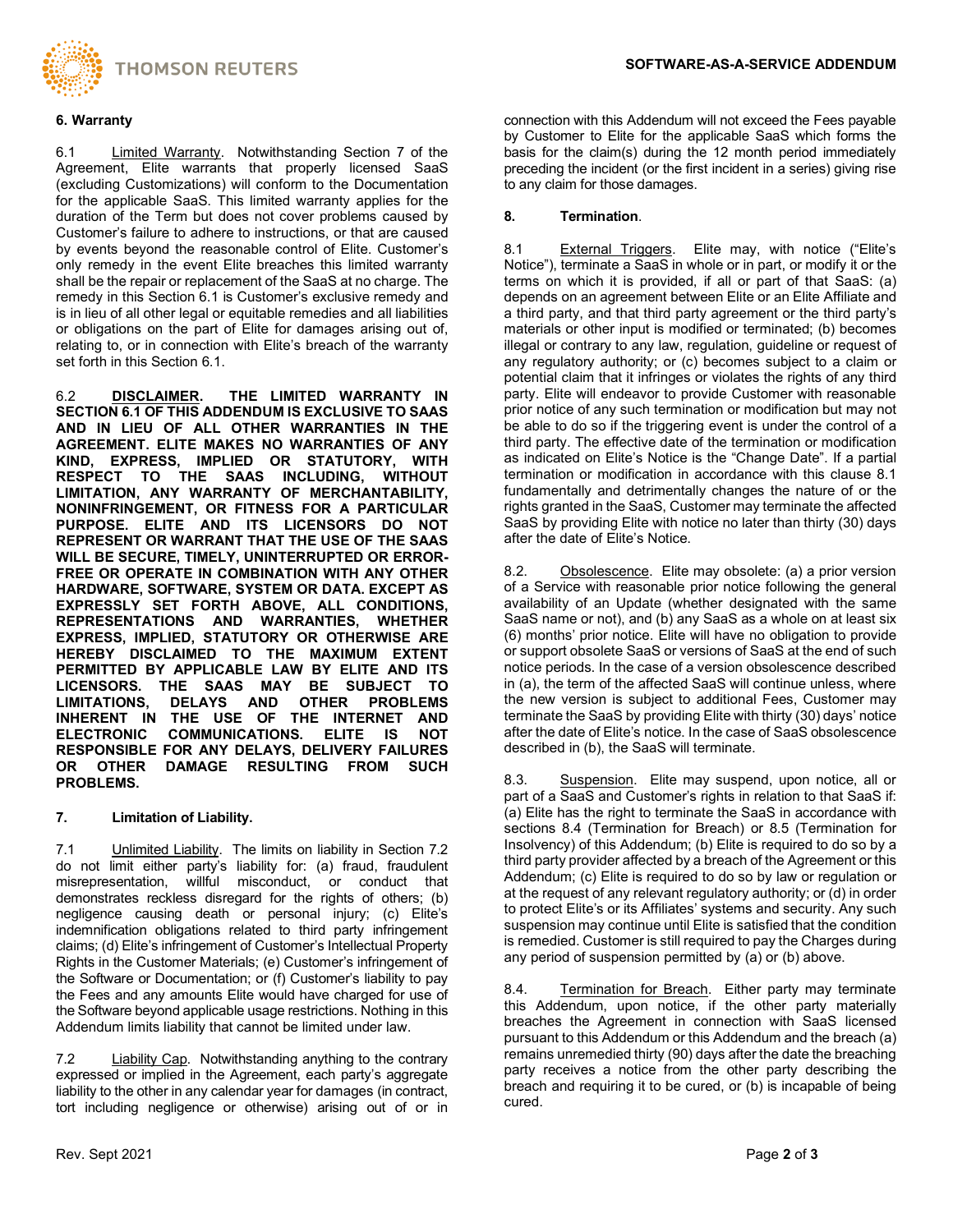## 6. Warranty

6.1 Limited Warranty. Notwithstanding Section 7 of the Agreement, Elite warrants that properly licensed SaaS (excluding Customizations) will conform to the Documentation for the applicable SaaS. This limited warranty applies for the duration of the Term but does not cover problems caused by Customer's failure to adhere to instructions, or that are caused by events beyond the reasonable control of Elite. Customer's only remedy in the event Elite breaches this limited warranty shall be the repair or replacement of the SaaS at no charge. The remedy in this Section 6.1 is Customer's exclusive remedy and is in lieu of all other legal or equitable remedies and all liabilities or obligations on the part of Elite for damages arising out of, relating to, or in connection with Elite's breach of the warranty set forth in this Section 6.1.

6.2 **DISCLAIMER. THE LIMITED WARRANTY IN SECTION 6.1 OF THIS ADDENDUM IS EXCLUSIVE TO SAAS AND IN LIEU OF ALL OTHER WARRANTIES IN THE AGREEMENT. ELITE MAKES NO WARRANTIES OF ANY KIND, EXPRESS, IMPLIED OR STATUTORY, WITH RESPECT TO THE SAAS INCLUDING, WITHOUT LIMITATION, ANY WARRANTY OF MERCHANTABILITY, NONINFRINGEMENT, OR FITNESS FOR A PARTICULAR PURPOSE. ELITE AND ITS LICENSORS DO NOT REPRESENT OR WARRANT THAT THE USE OF THE SAAS WILL BE SECURE, TIMELY, UNINTERRUPTED OR ERROR-FREE OR OPERATE IN COMBINATION WITH ANY OTHER HARDWARE, SOFTWARE, SYSTEM OR DATA. EXCEPT AS EXPRESSLY SET FORTH ABOVE, ALL CONDITIONS, REPRESENTATIONS AND WARRANTIES, WHETHER EXPRESS, IMPLIED, STATUTORY OR OTHERWISE ARE HEREBY DISCLAIMED TO THE MAXIMUM EXTENT PERMITTED BY APPLICABLE LAW BY ELITE AND ITS LICENSORS. THE SAAS MAY BE SUBJECT TO LIMITATIONS, DELAYS AND OTHER PROBLEMS INHERENT IN THE USE OF THE INTERNET AND ELECTRONIC COMMUNICATIONS. ELITE IS NOT RESPONSIBLE FOR ANY DELAYS, DELIVERY FAILURES OR OTHER DAMAGE RESULTING FROM SUCH PROBLEMS.**

## 7. Limitation of Liability.

7.1 Unlimited Liability. The limits on liability in Section 7.2 do not limit either party's liability for: (a) fraud, fraudulent misrepresentation, willful misconduct, or conduct that demonstrates reckless disregard for the rights of others; (b) negligence causing death or personal injury; (c) Elite's indemnification obligations related to third party infringement claims; (d) Elite's infringement of Customer's Intellectual Property Rights in the Customer Materials; (e) Customer's infringement of the Software or Documentation; or (f) Customer's liability to pay the Fees and any amounts Elite would have charged for use of the Software beyond applicable usage restrictions. Nothing in this Addendum limits liability that cannot be limited under law.

7.2 Liability Cap. Notwithstanding anything to the contrary expressed or implied in the Agreement, each party's aggregate liability to the other in any calendar year for damages (in contract, tort including negligence or otherwise) arising out of or in connection with this Addendum will not exceed the Fees payable by Customer to Elite for the applicable SaaS which forms the basis for the claim(s) during the 12 month period immediately preceding the incident (or the first incident in a series) giving rise to any claim for those damages.

## 8. Termination.

8.1 External Triggers. Elite may, with notice ("Elite's Notice"), terminate a SaaS in whole or in part, or modify it or the terms on which it is provided, if all or part of that SaaS: (a) depends on an agreement between Elite or an Elite Affiliate and a third party, and that third party agreement or the third party's materials or other input is modified or terminated; (b) becomes illegal or contrary to any law, regulation, guideline or request of any regulatory authority; or (c) becomes subject to a claim or potential claim that it infringes or violates the rights of any third party. Elite will endeavor to provide Customer with reasonable prior notice of any such termination or modification but may not be able to do so if the triggering event is under the control of a third party. The effective date of the termination or modification as indicated on Elite's Notice is the "Change Date". If a partial termination or modification in accordance with this clause 8.1 fundamentally and detrimentally changes the nature of or the rights granted in the SaaS, Customer may terminate the affected SaaS by providing Elite with notice no later than thirty (30) days after the date of Elite's Notice.

8.2. Obsolescence. Elite may obsolete: (a) a prior version of a Service with reasonable prior notice following the general availability of an Update (whether designated with the same SaaS name or not), and (b) any SaaS as a whole on at least six (6) months' prior notice. Elite will have no obligation to provide or support obsolete SaaS or versions of SaaS at the end of such notice periods. In the case of a version obsolescence described in (a), the term of the affected SaaS will continue unless, where the new version is subject to additional Fees, Customer may terminate the SaaS by providing Elite with thirty (30) days' notice after the date of Elite's notice. In the case of SaaS obsolescence described in (b), the SaaS will terminate.

8.3. Suspension. Elite may suspend, upon notice, all or part of a SaaS and Customer's rights in relation to that SaaS if: (a) Elite has the right to terminate the SaaS in accordance with sections 8.4 (Termination for Breach) or 8.5 (Termination for Insolvency) of this Addendum; (b) Elite is required to do so by a third party provider affected by a breach of the Agreement or this Addendum; (c) Elite is required to do so by law or regulation or at the request of any relevant regulatory authority; or (d) in order to protect Elite's or its Affiliates' systems and security. Any such suspension may continue until Elite is satisfied that the condition is remedied. Customer is still required to pay the Charges during any period of suspension permitted by (a) or (b) above.

8.4. Termination for Breach. Either party may terminate this Addendum, upon notice, if the other party materially breaches the Agreement in connection with SaaS licensed pursuant to this Addendum or this Addendum and the breach (a) remains unremedied thirty (90) days after the date the breaching party receives a notice from the other party describing the breach and requiring it to be cured, or (b) is incapable of being cured.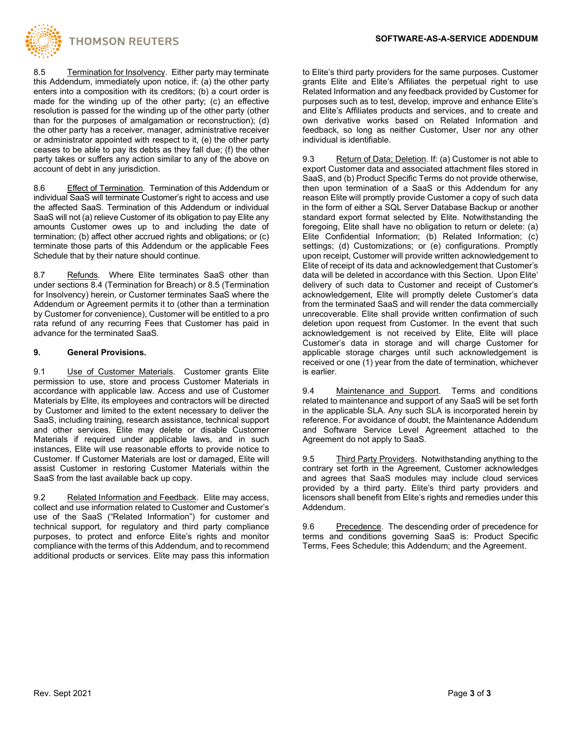8.5 Termination for Insolvency. Either party may terminate this Addendum, immediately upon notice, if: (a) the other party enters into a composition with its creditors; (b) a court order is made for the winding up of the other party; (c) an effective resolution is passed for the winding up of the other party (other than for the purposes of amalgamation or reconstruction); (d) the other party has a receiver, manager, administrative receiver or administrator appointed with respect to it, (e) the other party ceases to be able to pay its debts as they fall due; (f) the other party takes or suffers any action similar to any of the above on account of debt in any jurisdiction.

8.6 Effect of Termination. Termination of this Addendum or individual SaaS will terminate Customer's right to access and use the affected SaaS. Termination of this Addendum or individual SaaS will not (a) relieve Customer of its obligation to pay Elite any amounts Customer owes up to and including the date of termination; (b) affect other accrued rights and obligations; or (c) terminate those parts of this Addendum or the applicable Fees Schedule that by their nature should continue.

8.7 Refunds. Where Elite terminates SaaS other than under sections 8.4 (Termination for Breach) or 8.5 (Termination for Insolvency) herein, or Customer terminates SaaS where the Addendum or Agreement permits it to (other than a termination by Customer for convenience), Customer will be entitled to a pro rata refund of any recurring Fees that Customer has paid in advance for the terminated SaaS.

## 9. General Provisions.

9.1 Use of Customer Materials. Customer grants Elite permission to use, store and process Customer Materials in accordance with applicable law. Access and use of Customer Materials by Elite, its employees and contractors will be directed by Customer and limited to the extent necessary to deliver the SaaS, including training, research assistance, technical support and other services. Elite may delete or disable Customer Materials if required under applicable laws, and in such instances, Elite will use reasonable efforts to provide notice to Customer. If Customer Materials are lost or damaged, Elite will assist Customer in restoring Customer Materials within the SaaS from the last available back up copy.

9.2 Related Information and Feedback. Elite may access, collect and use information related to Customer and Customer's use of the SaaS ("Related Information") for customer and technical support, for regulatory and third party compliance purposes, to protect and enforce Elite's rights and monitor compliance with the terms of this Addendum, and to recommend additional products or services. Elite may pass this information to Elite's third party providers for the same purposes. Customer grants Elite and Elite's Affiliates the perpetual right to use Related Information and any feedback provided by Customer for purposes such as to test, develop, improve and enhance Elite's and Elite's Affiliates products and services, and to create and own derivative works based on Related Information and feedback, so long as neither Customer, User nor any other individual is identifiable.

9.3 Return of Data; Deletion. If: (a) Customer is not able to export Customer data and associated attachment files stored in SaaS, and (b) Product Specific Terms do not provide otherwise, then upon termination of a SaaS or this Addendum for any reason Elite will promptly provide Customer a copy of such data in the form of either a SQL Server Database Backup or another standard export format selected by Elite. Notwithstanding the foregoing, Elite shall have no obligation to return or delete: (a) Elite Confidential Information; (b) Related Information; (c) settings; (d) Customizations; or (e) configurations. Promptly upon receipt, Customer will provide written acknowledgement to Elite of receipt of its data and acknowledgement that Customer's data will be deleted in accordance with this Section. Upon Elite' delivery of such data to Customer and receipt of Customer's acknowledgement, Elite will promptly delete Customer's data from the terminated SaaS and will render the data commercially unrecoverable. Elite shall provide written confirmation of such deletion upon request from Customer. In the event that such acknowledgement is not received by Elite, Elite will place Customer's data in storage and will charge Customer for applicable storage charges until such acknowledgement is received or one (1) year from the date of termination, whichever is earlier.

9.4 Maintenance and Support. Terms and conditions related to maintenance and support of any SaaS will be set forth in the applicable SLA. Any such SLA is incorporated herein by reference. For avoidance of doubt, the Maintenance Addendum and Software Service Level Agreement attached to the Agreement do not apply to SaaS.

9.5 Third Party Providers. Notwithstanding anything to the contrary set forth in the Agreement, Customer acknowledges and agrees that SaaS modules may include cloud services provided by a third party. Elite's third party providers and licensors shall benefit from Elite's rights and remedies under this Addendum.

9.6 Precedence. The descending order of precedence for terms and conditions governing SaaS is: Product Specific Terms, Fees Schedule; this Addendum; and the Agreement.

Rev. Sept 2021